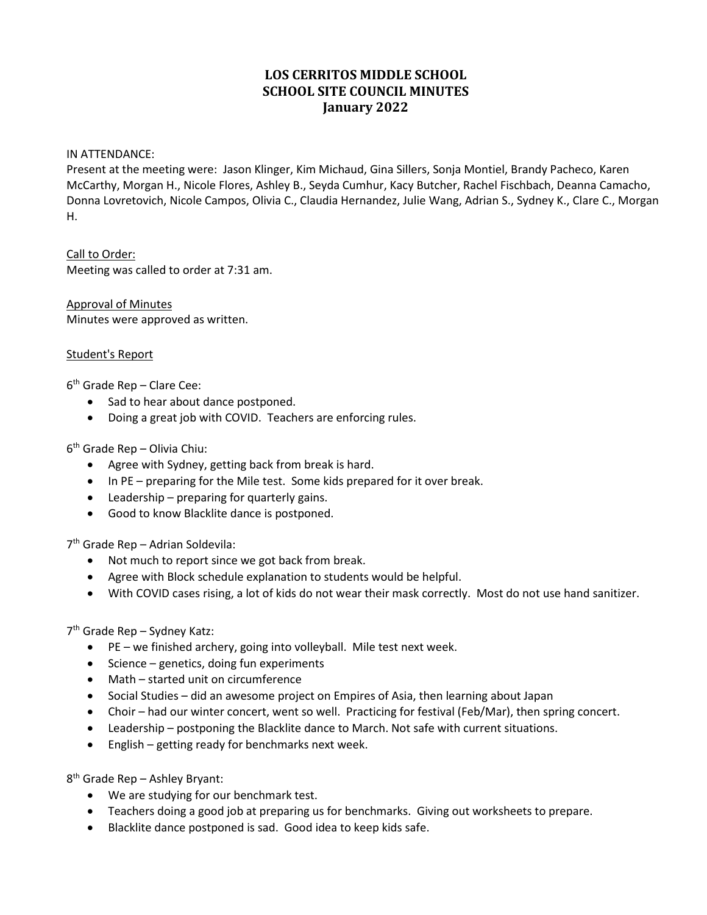# LOS CERRITOS MIDDLE SCHOOL
# SCHOOL SITE COUNCIL MINUTES
# January 2022

IN ATTENDANCE:
Present at the meeting were: Jason Klinger, Kim Michaud, Gina Sillers, Sonja Montiel, Brandy Pacheco, Karen McCarthy, Morgan H., Nicole Flores, Ashley B., Seyda Cumhur, Kacy Butcher, Rachel Fischbach, Deanna Camacho, Donna Lovretovich, Nicole Campos, Olivia C., Claudia Hernandez, Julie Wang, Adrian S., Sydney K., Clare C., Morgan H.

Call to Order:
Meeting was called to order at 7:31 am.

Approval of Minutes
Minutes were approved as written.

Student's Report

6th Grade Rep – Clare Cee:

- Sad to hear about dance postponed.
- Doing a great job with COVID. Teachers are enforcing rules.

6th Grade Rep – Olivia Chiu:

- Agree with Sydney, getting back from break is hard.
- In PE – preparing for the Mile test. Some kids prepared for it over break.
- Leadership – preparing for quarterly gains.
- Good to know Blacklite dance is postponed.

7th Grade Rep – Adrian Soldevila:

- Not much to report since we got back from break.
- Agree with Block schedule explanation to students would be helpful.
- With COVID cases rising, a lot of kids do not wear their mask correctly. Most do not use hand sanitizer.

7th Grade Rep – Sydney Katz:

- PE – we finished archery, going into volleyball. Mile test next week.
- Science – genetics, doing fun experiments
- Math – started unit on circumference
- Social Studies – did an awesome project on Empires of Asia, then learning about Japan
- Choir – had our winter concert, went so well. Practicing for festival (Feb/Mar), then spring concert.
- Leadership – postponing the Blacklite dance to March. Not safe with current situations.
- English – getting ready for benchmarks next week.

8th Grade Rep – Ashley Bryant:

- We are studying for our benchmark test.
- Teachers doing a good job at preparing us for benchmarks. Giving out worksheets to prepare.
- Blacklite dance postponed is sad. Good idea to keep kids safe.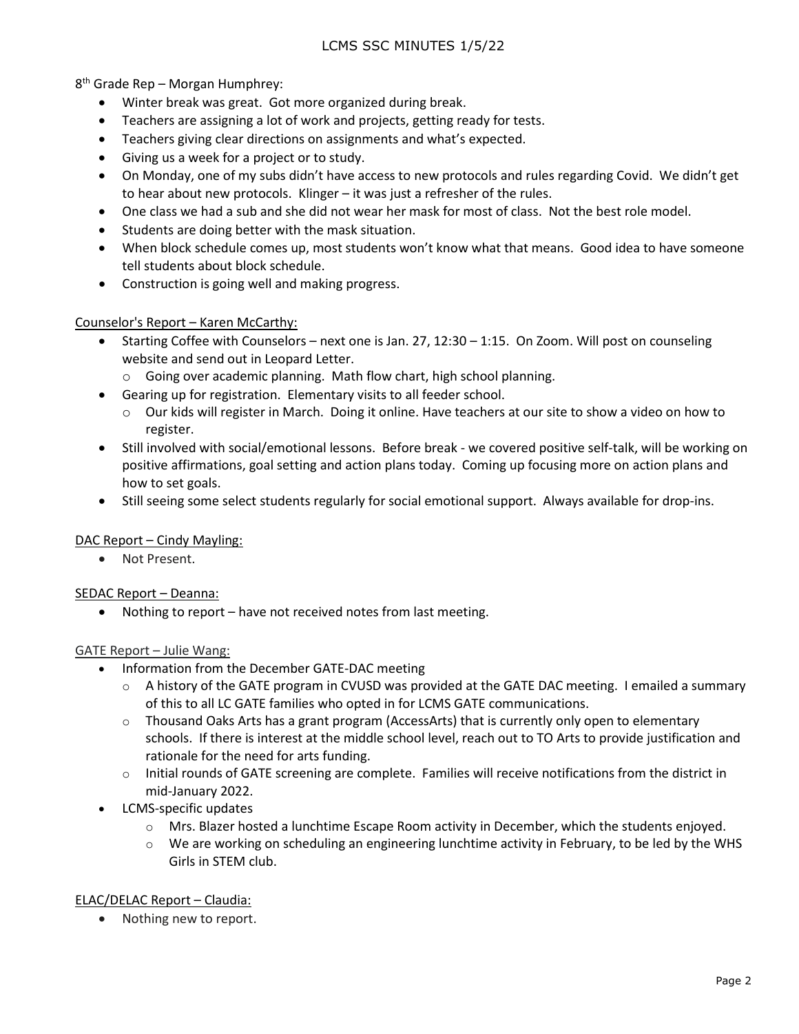8th Grade Rep – Morgan Humphrey:

- Winter break was great. Got more organized during break.
- Teachers are assigning a lot of work and projects, getting ready for tests.
- Teachers giving clear directions on assignments and what's expected.
- Giving us a week for a project or to study.
- On Monday, one of my subs didn't have access to new protocols and rules regarding Covid. We didn't get to hear about new protocols. Klinger – it was just a refresher of the rules.
- One class we had a sub and she did not wear her mask for most of class. Not the best role model.
- Students are doing better with the mask situation.
- When block schedule comes up, most students won't know what that means. Good idea to have someone tell students about block schedule.
- Construction is going well and making progress.

Counselor's Report – Karen McCarthy:

- Starting Coffee with Counselors – next one is Jan. 27, 12:30 – 1:15. On Zoom. Will post on counseling website and send out in Leopard Letter.
  - Going over academic planning. Math flow chart, high school planning.
- Gearing up for registration. Elementary visits to all feeder school.
  - Our kids will register in March. Doing it online. Have teachers at our site to show a video on how to register.
- Still involved with social/emotional lessons. Before break - we covered positive self-talk, will be working on positive affirmations, goal setting and action plans today. Coming up focusing more on action plans and how to set goals.
- Still seeing some select students regularly for social emotional support. Always available for drop-ins.

DAC Report – Cindy Mayling:

- Not Present.

SEDAC Report – Deanna:

- Nothing to report – have not received notes from last meeting.

GATE Report – Julie Wang:

- Information from the December GATE-DAC meeting
  - A history of the GATE program in CVUSD was provided at the GATE DAC meeting. I emailed a summary of this to all LC GATE families who opted in for LCMS GATE communications.
  - Thousand Oaks Arts has a grant program (AccessArts) that is currently only open to elementary schools. If there is interest at the middle school level, reach out to TO Arts to provide justification and rationale for the need for arts funding.
  - Initial rounds of GATE screening are complete. Families will receive notifications from the district in mid-January 2022.
- LCMS-specific updates
  - Mrs. Blazer hosted a lunchtime Escape Room activity in December, which the students enjoyed.
  - We are working on scheduling an engineering lunchtime activity in February, to be led by the WHS Girls in STEM club.

ELAC/DELAC Report – Claudia:

- Nothing new to report.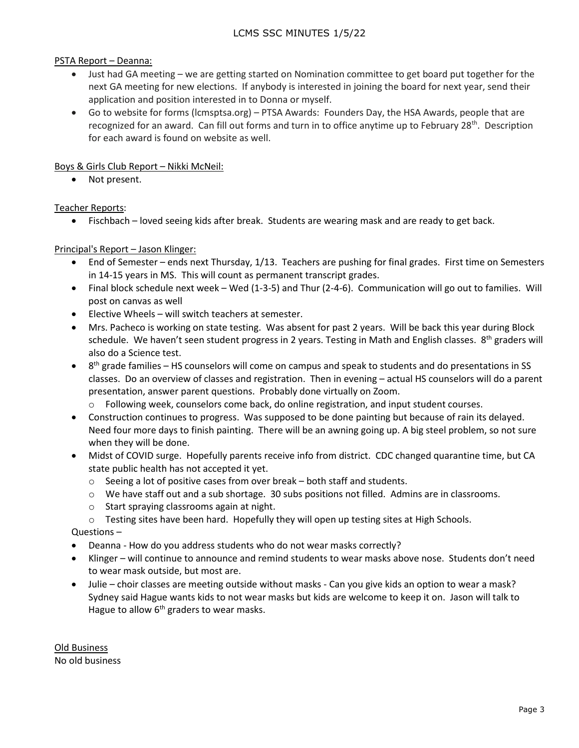PSTA Report – Deanna:

- Just had GA meeting – we are getting started on Nomination committee to get board put together for the next GA meeting for new elections. If anybody is interested in joining the board for next year, send their application and position interested in to Donna or myself.
- Go to website for forms (lcmsptsa.org) – PTSA Awards: Founders Day, the HSA Awards, people that are recognized for an award. Can fill out forms and turn in to office anytime up to February 28th. Description for each award is found on website as well.

Boys & Girls Club Report – Nikki McNeil:

- Not present.

Teacher Reports:

- Fischbach – loved seeing kids after break. Students are wearing mask and are ready to get back.

Principal's Report – Jason Klinger:

- End of Semester – ends next Thursday, 1/13. Teachers are pushing for final grades. First time on Semesters in 14-15 years in MS. This will count as permanent transcript grades.
- Final block schedule next week – Wed (1-3-5) and Thur (2-4-6). Communication will go out to families. Will post on canvas as well
- Elective Wheels – will switch teachers at semester.
- Mrs. Pacheco is working on state testing. Was absent for past 2 years. Will be back this year during Block schedule. We haven't seen student progress in 2 years. Testing in Math and English classes. 8th graders will also do a Science test.
- 8th grade families – HS counselors will come on campus and speak to students and do presentations in SS classes. Do an overview of classes and registration. Then in evening – actual HS counselors will do a parent presentation, answer parent questions. Probably done virtually on Zoom.
  - Following week, counselors come back, do online registration, and input student courses.
- Construction continues to progress. Was supposed to be done painting but because of rain its delayed. Need four more days to finish painting. There will be an awning going up. A big steel problem, so not sure when they will be done.
- Midst of COVID surge. Hopefully parents receive info from district. CDC changed quarantine time, but CA state public health has not accepted it yet.
  - Seeing a lot of positive cases from over break – both staff and students.
  - We have staff out and a sub shortage. 30 subs positions not filled. Admins are in classrooms.
  - Start spraying classrooms again at night.
  - Testing sites have been hard. Hopefully they will open up testing sites at High Schools.

Questions –

- Deanna - How do you address students who do not wear masks correctly?
- Klinger – will continue to announce and remind students to wear masks above nose. Students don't need to wear mask outside, but most are.
- Julie – choir classes are meeting outside without masks - Can you give kids an option to wear a mask? Sydney said Hague wants kids to not wear masks but kids are welcome to keep it on. Jason will talk to Hague to allow 6th graders to wear masks.

Old Business

No old business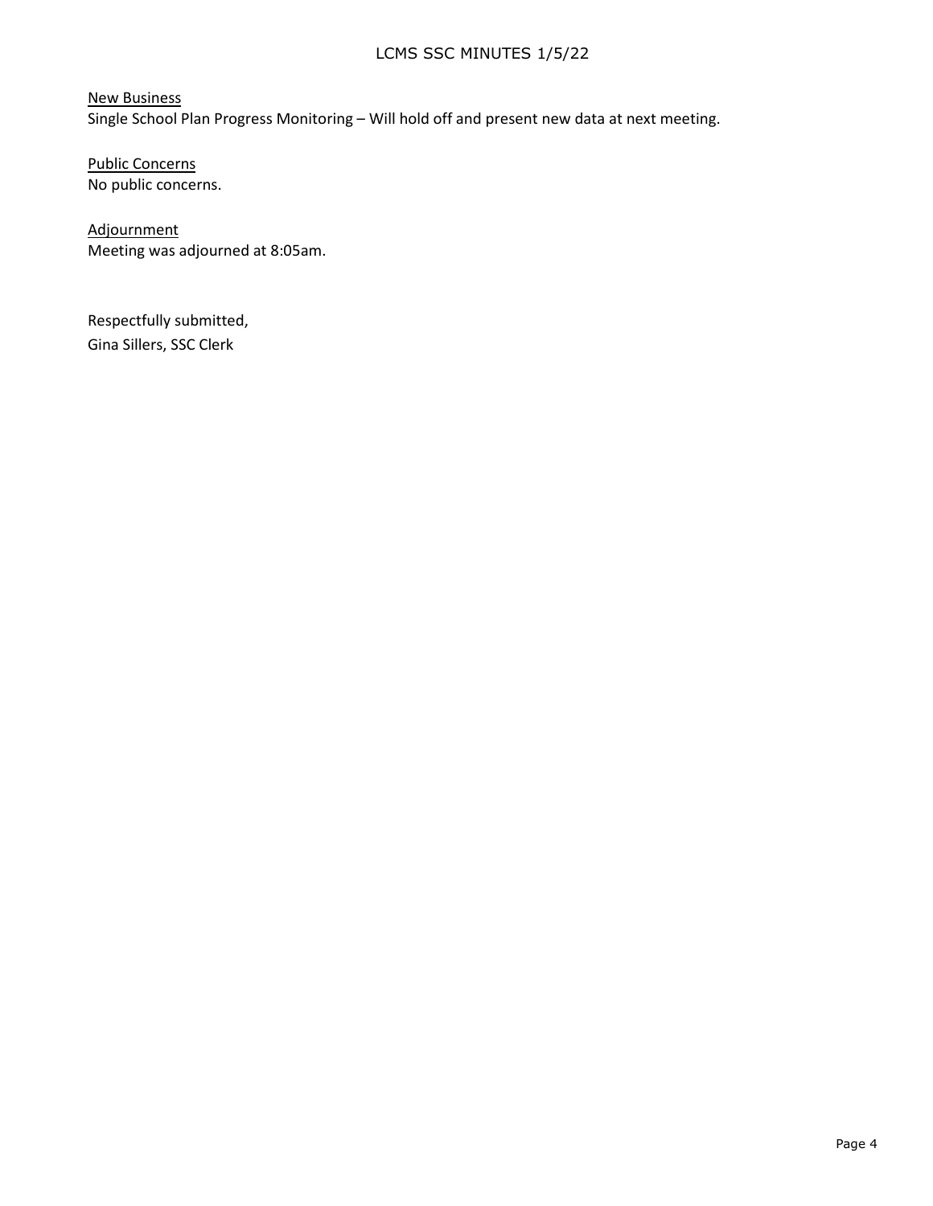New Business

Single School Plan Progress Monitoring – Will hold off and present new data at next meeting.

Public Concerns

No public concerns.

Adjournment

Meeting was adjourned at 8:05am.

Respectfully submitted,
Gina Sillers, SSC Clerk